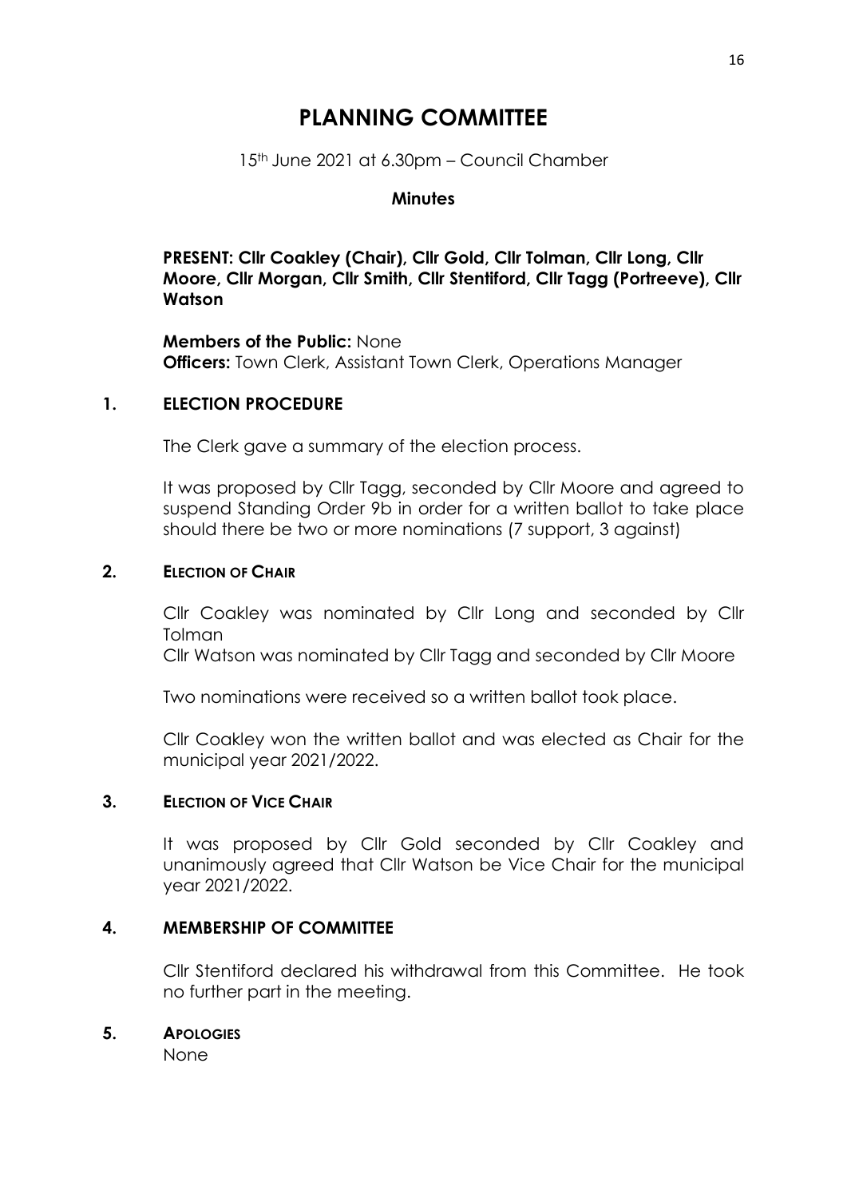# PLANNING COMMITTEE

15th June 2021 at 6.30pm – Council Chamber

**Minutes**

**PRESENT: Cllr Coakley (Chair), Cllr Gold, Cllr Tolman, Cllr Long, Cllr Moore, Cllr Morgan, Cllr Smith, Cllr Stentiford, Cllr Tagg (Portreeve), Cllr Watson**

**Members of the Public:** None
**Officers:** Town Clerk, Assistant Town Clerk, Operations Manager

## 1. ELECTION PROCEDURE

The Clerk gave a summary of the election process.

It was proposed by Cllr Tagg, seconded by Cllr Moore and agreed to suspend Standing Order 9b in order for a written ballot to take place should there be two or more nominations (7 support, 3 against)

## 2. ELECTION OF CHAIR

Cllr Coakley was nominated by Cllr Long and seconded by Cllr Tolman
Cllr Watson was nominated by Cllr Tagg and seconded by Cllr Moore

Two nominations were received so a written ballot took place.

Cllr Coakley won the written ballot and was elected as Chair for the municipal year 2021/2022.

## 3. ELECTION OF VICE CHAIR

It was proposed by Cllr Gold seconded by Cllr Coakley and unanimously agreed that Cllr Watson be Vice Chair for the municipal year 2021/2022.

## 4. MEMBERSHIP OF COMMITTEE

Cllr Stentiford declared his withdrawal from this Committee. He took no further part in the meeting.

## 5. APOLOGIES

None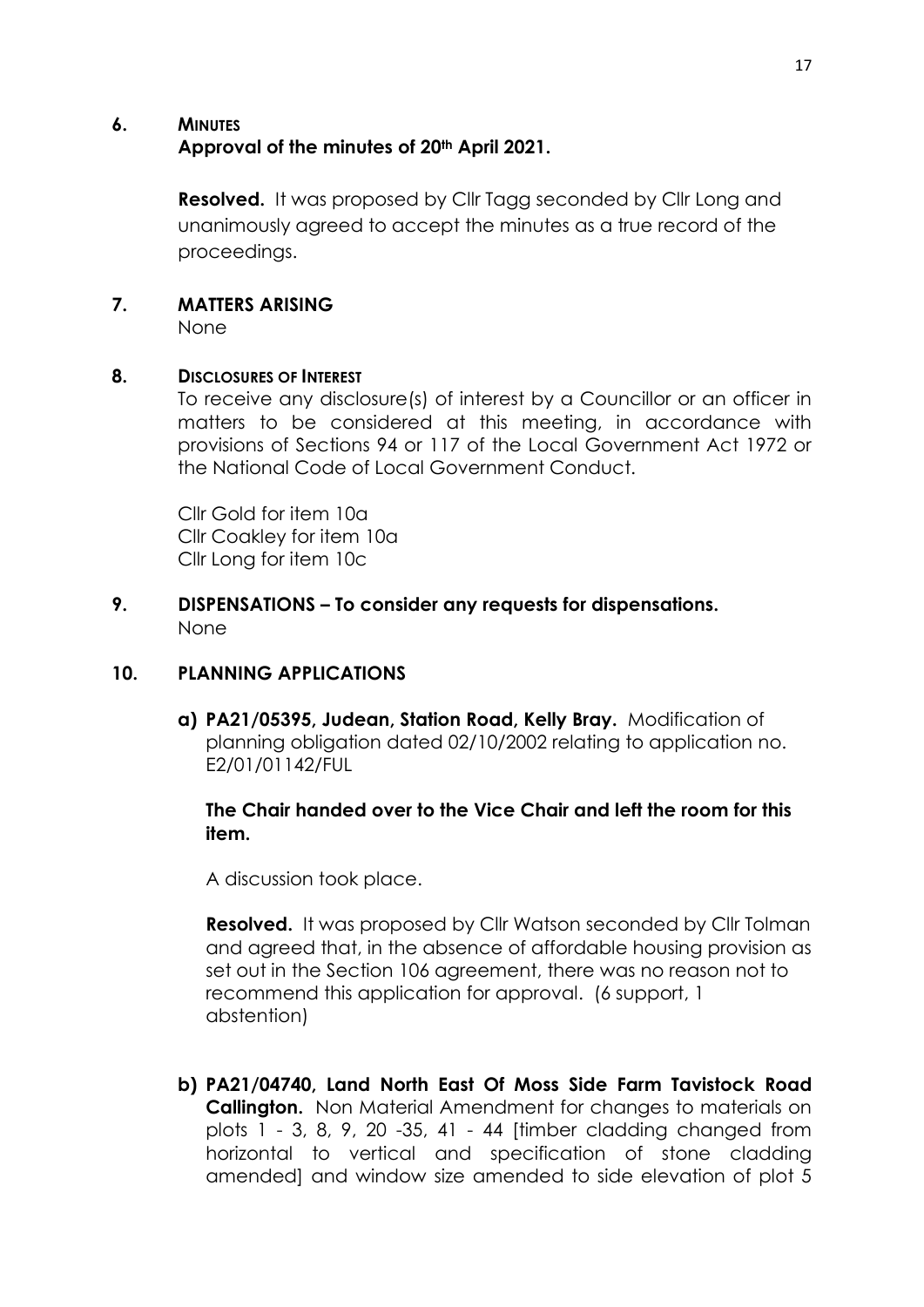## 6. MINUTES

**Approval of the minutes of 20th April 2021.**

**Resolved.** It was proposed by Cllr Tagg seconded by Cllr Long and unanimously agreed to accept the minutes as a true record of the proceedings.

## 7. MATTERS ARISING

None

## 8. DISCLOSURES OF INTEREST

To receive any disclosure(s) of interest by a Councillor or an officer in matters to be considered at this meeting, in accordance with provisions of Sections 94 or 117 of the Local Government Act 1972 or the National Code of Local Government Conduct.

Cllr Gold for item 10a
Cllr Coakley for item 10a
Cllr Long for item 10c

## 9. DISPENSATIONS – To consider any requests for dispensations.

None

## 10. PLANNING APPLICATIONS

**a) PA21/05395, Judean, Station Road, Kelly Bray.** Modification of planning obligation dated 02/10/2002 relating to application no. E2/01/01142/FUL

**The Chair handed over to the Vice Chair and left the room for this item.**

A discussion took place.

**Resolved.** It was proposed by Cllr Watson seconded by Cllr Tolman and agreed that, in the absence of affordable housing provision as set out in the Section 106 agreement, there was no reason not to recommend this application for approval. (6 support, 1 abstention)

**b) PA21/04740, Land North East Of Moss Side Farm Tavistock Road Callington.** Non Material Amendment for changes to materials on plots 1 - 3, 8, 9, 20 -35, 41 - 44 [timber cladding changed from horizontal to vertical and specification of stone cladding amended] and window size amended to side elevation of plot 5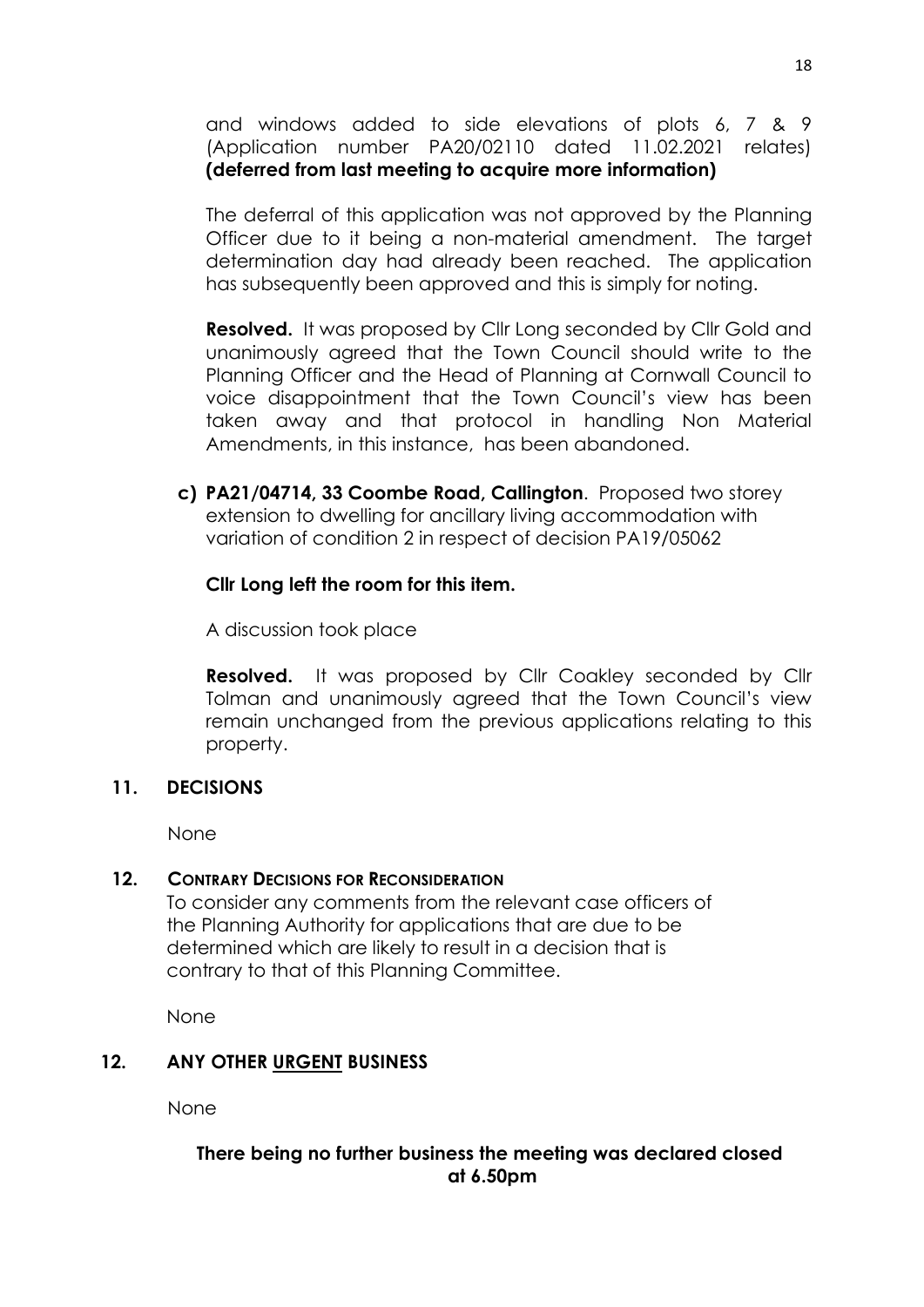and windows added to side elevations of plots 6, 7 & 9 (Application number PA20/02110 dated 11.02.2021 relates) **(deferred from last meeting to acquire more information)**

The deferral of this application was not approved by the Planning Officer due to it being a non-material amendment. The target determination day had already been reached. The application has subsequently been approved and this is simply for noting.

**Resolved.** It was proposed by Cllr Long seconded by Cllr Gold and unanimously agreed that the Town Council should write to the Planning Officer and the Head of Planning at Cornwall Council to voice disappointment that the Town Council's view has been taken away and that protocol in handling Non Material Amendments, in this instance, has been abandoned.

**c) PA21/04714, 33 Coombe Road, Callington**. Proposed two storey extension to dwelling for ancillary living accommodation with variation of condition 2 in respect of decision PA19/05062

**Cllr Long left the room for this item.**

A discussion took place

**Resolved.** It was proposed by Cllr Coakley seconded by Cllr Tolman and unanimously agreed that the Town Council's view remain unchanged from the previous applications relating to this property.

## 11. DECISIONS

None

## 12. CONTRARY DECISIONS FOR RECONSIDERATION

To consider any comments from the relevant case officers of the Planning Authority for applications that are due to be determined which are likely to result in a decision that is contrary to that of this Planning Committee.

None

## 12. ANY OTHER URGENT BUSINESS

None

**There being no further business the meeting was declared closed at 6.50pm**